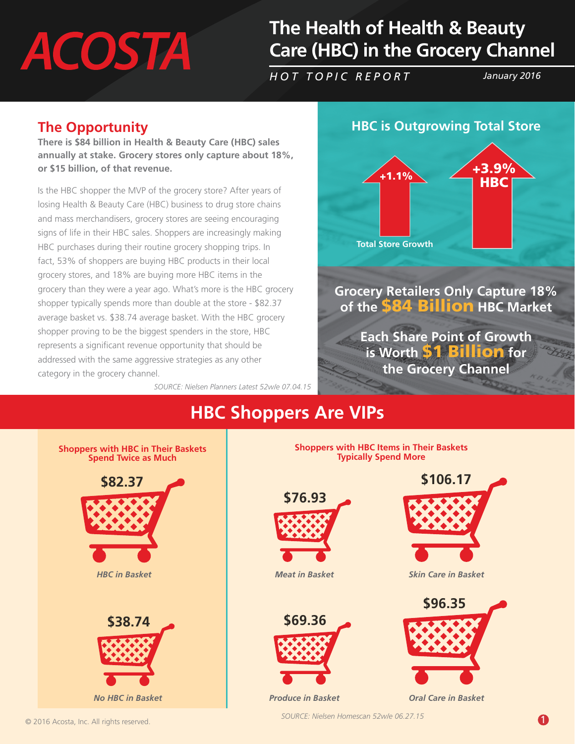# ACOSTA

# The Health of Health & Beauty Care (HBC) in the Grocery Channel

*HOT TOPIC REPORT* — *January 2016*

## The Opportunity

**There is $84 billion in Health & Beauty Care (HBC) sales annually at stake. Grocery stores only capture about 18%, or $15 billion, of that revenue.**

Is the HBC shopper the MVP of the grocery store? After years of losing Health & Beauty Care (HBC) business to drug store chains and mass merchandisers, grocery stores are seeing encouraging signs of life in their HBC sales. Shoppers are increasingly making HBC purchases during their routine grocery shopping trips. In fact, 53% of shoppers are buying HBC products in their local grocery stores, and 18% are buying more HBC items in the grocery than they were a year ago. What's more is the HBC grocery shopper typically spends more than double at the store - $82.37 average basket vs. $38.74 average basket. With the HBC grocery shopper proving to be the biggest spenders in the store, HBC represents a significant revenue opportunity that should be addressed with the same aggressive strategies as any other category in the grocery channel.

*SOURCE: Nielsen Planners Latest 52w/e 07.04.15*

## HBC is Outgrowing Total Store

- Total Store Growth: +1.1%
- HBC: +3.9%

**Grocery Retailers Only Capture 18% of the $84 Billion HBC Market**

**Each Share Point of Growth is Worth $1 Billion for the Grocery Channel**

## HBC Shoppers Are VIPs

### Shoppers with HBC in Their Baskets Spend Twice as Much

- $82.37 — *HBC in Basket*
- $38.74 — *No HBC in Basket*

### Shoppers with HBC Items in Their Baskets Typically Spend More

- $76.93 — *Meat in Basket*
- $106.17 — *Skin Care in Basket*
- $69.36 — *Produce in Basket*
- $96.35 — *Oral Care in Basket*

*SOURCE: Nielsen Homescan 52w/e 06.27.15*

© 2016 Acosta, Inc. All rights reserved.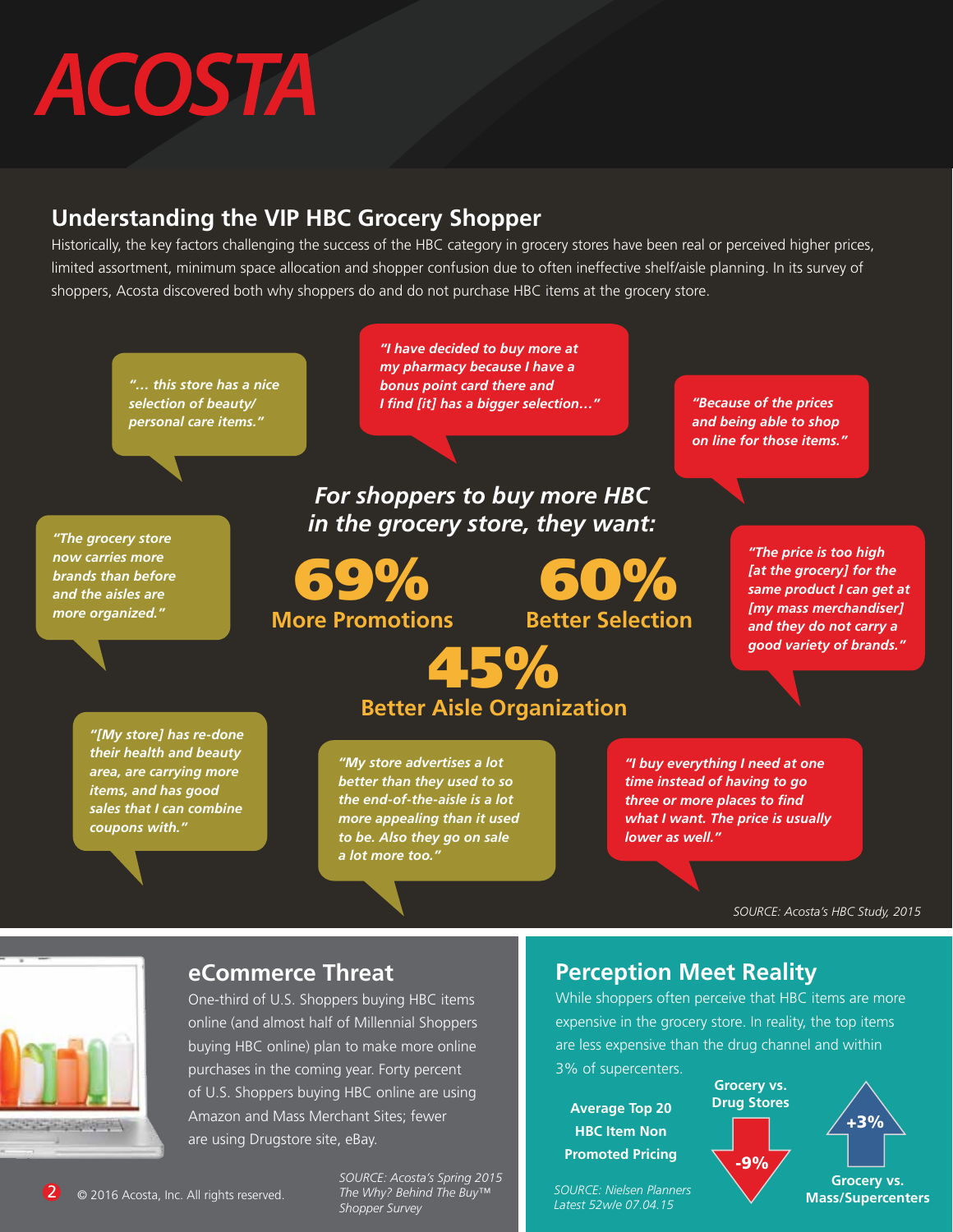# ACOSTA

## Understanding the VIP HBC Grocery Shopper

Historically, the key factors challenging the success of the HBC category in grocery stores have been real or perceived higher prices, limited assortment, minimum space allocation and shopper confusion due to often ineffective shelf/aisle planning. In its survey of shoppers, Acosta discovered both why shoppers do and do not purchase HBC items at the grocery store.

*"... this store has a nice selection of beauty/ personal care items."*

*"I have decided to buy more at my pharmacy because I have a bonus point card there and I find [it] has a bigger selection..."*

*"Because of the prices and being able to shop on line for those items."*

*"The grocery store now carries more brands than before and the aisles are more organized."*

### *For shoppers to buy more HBC in the grocery store, they want:*

**69%** More Promotions

**60%** Better Selection

**45%** Better Aisle Organization

*"The price is too high [at the grocery] for the same product I can get at [my mass merchandiser] and they do not carry a good variety of brands."*

*"[My store] has re-done their health and beauty area, are carrying more items, and has good sales that I can combine coupons with."*

*"My store advertises a lot better than they used to so the end-of-the-aisle is a lot more appealing than it used to be. Also they go on sale a lot more too."*

*"I buy everything I need at one time instead of having to go three or more places to find what I want. The price is usually lower as well."*

*SOURCE: Acosta's HBC Study, 2015*

## eCommerce Threat

One-third of U.S. Shoppers buying HBC items online (and almost half of Millennial Shoppers buying HBC online) plan to make more online purchases in the coming year. Forty percent of U.S. Shoppers buying HBC online are using Amazon and Mass Merchant Sites; fewer are using Drugstore site, eBay.

*SOURCE: Acosta's Spring 2015 The Why? Behind The Buy™ Shopper Survey*

## Perception Meet Reality

While shoppers often perceive that HBC items are more expensive in the grocery store. In reality, the top items are less expensive than the drug channel and within 3% of supercenters.

**Average Top 20 HBC Item Non Promoted Pricing**

**Grocery vs. Drug Stores:** -9%

**Grocery vs. Mass/Supercenters:** +3%

*SOURCE: Nielsen Planners Latest 52w/e 07.04.15*

© 2016 Acosta, Inc. All rights reserved.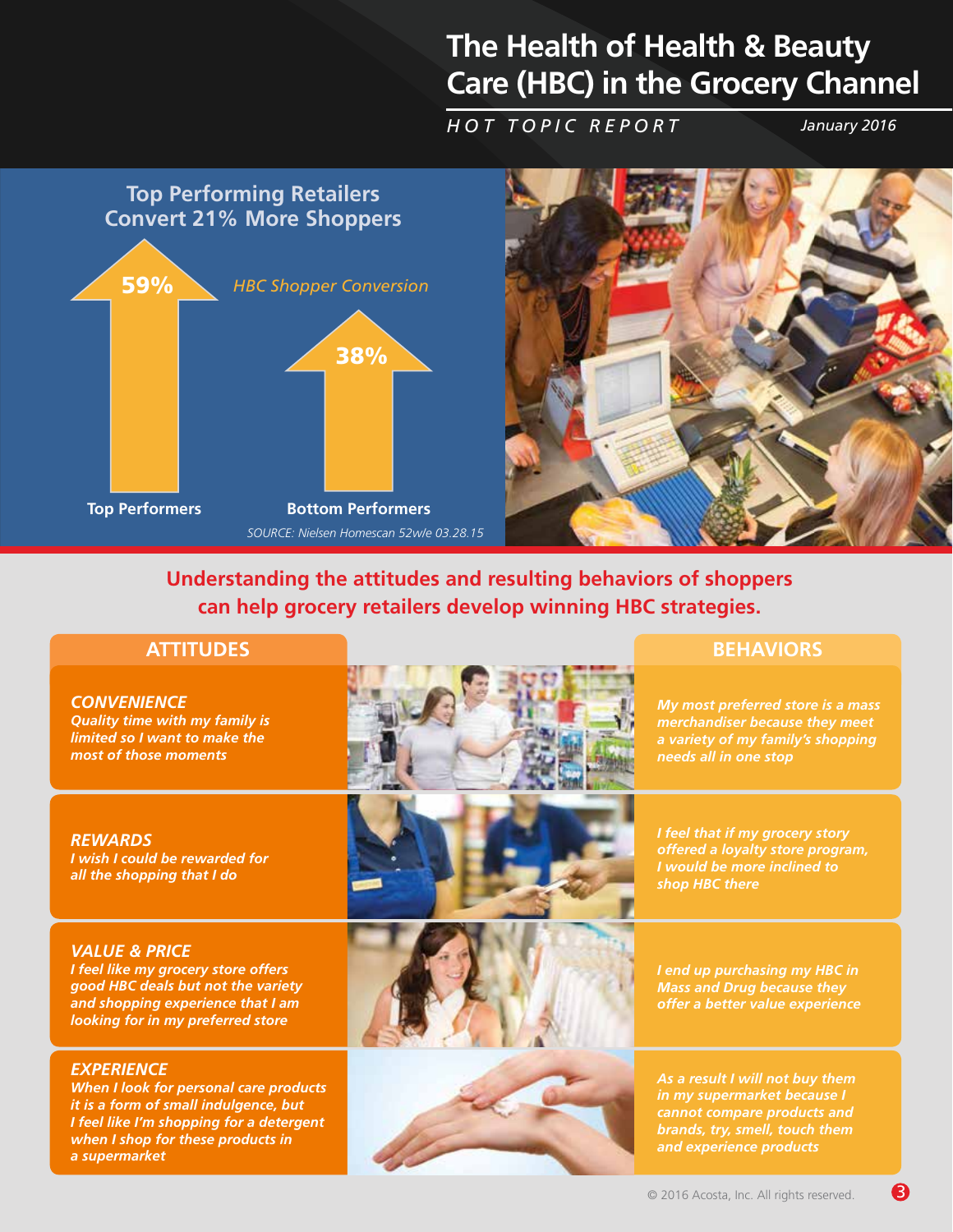# The Health of Health & Beauty Care (HBC) in the Grocery Channel

*HOT TOPIC REPORT*

*January 2016*

## Top Performing Retailers Convert 21% More Shoppers

*HBC Shopper Conversion*

| Top Performers | Bottom Performers |
|---|---|
| 59% | 38% |

*SOURCE: Nielsen Homescan 52w/e 03.28.15*

**Understanding the attitudes and resulting behaviors of shoppers can help grocery retailers develop winning HBC strategies.**

| ATTITUDES | BEHAVIORS |
|---|---|
| ***CONVENIENCE*** *Quality time with my family is limited so I want to make the most of those moments* | *My most preferred store is a mass merchandiser because they meet a variety of my family's shopping needs all in one stop* |
| ***REWARDS*** *I wish I could be rewarded for all the shopping that I do* | *I feel that if my grocery story offered a loyalty store program, I would be more inclined to shop HBC there* |
| ***VALUE & PRICE*** *I feel like my grocery store offers good HBC deals but not the variety and shopping experience that I am looking for in my preferred store* | *I end up purchasing my HBC in Mass and Drug because they offer a better value experience* |
| ***EXPERIENCE*** *When I look for personal care products it is a form of small indulgence, but I feel like I'm shopping for a detergent when I shop for these products in a supermarket* | *As a result I will not buy them in my supermarket because I cannot compare products and brands, try, smell, touch them and experience products* |

© 2016 Acosta, Inc. All rights reserved.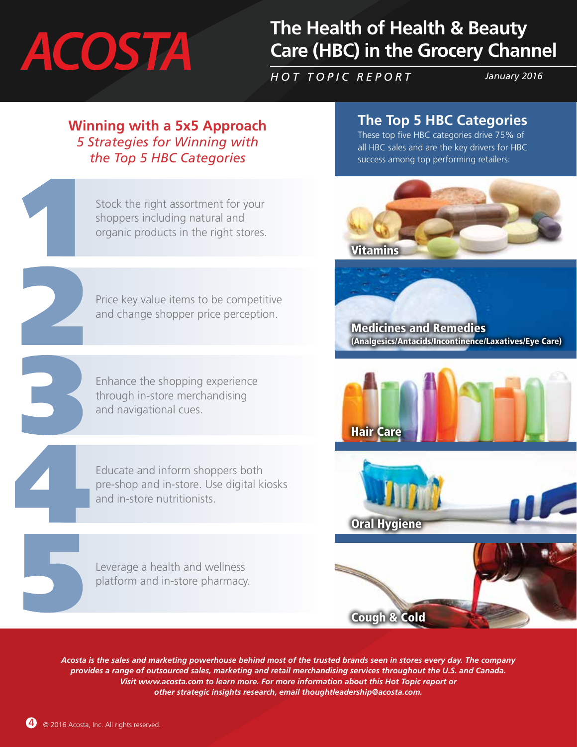# ACOSTA

# The Health of Health & Beauty Care (HBC) in the Grocery Channel

*HOT TOPIC REPORT*

*January 2016*

## Winning with a 5x5 Approach

*5 Strategies for Winning with the Top 5 HBC Categories*

1. Stock the right assortment for your shoppers including natural and organic products in the right stores.
2. Price key value items to be competitive and change shopper price perception.
3. Enhance the shopping experience through in-store merchandising and navigational cues.
4. Educate and inform shoppers both pre-shop and in-store. Use digital kiosks and in-store nutritionists.
5. Leverage a health and wellness platform and in-store pharmacy.

## The Top 5 HBC Categories

These top five HBC categories drive 75% of all HBC sales and are the key drivers for HBC success among top performing retailers:

- **Vitamins**
- **Medicines and Remedies** (Analgesics/Antacids/Incontinence/Laxatives/Eye Care)
- **Hair Care**
- **Oral Hygiene**
- **Cough & Cold**

*Acosta is the sales and marketing powerhouse behind most of the trusted brands seen in stores every day. The company provides a range of outsourced sales, marketing and retail merchandising services throughout the U.S. and Canada. Visit www.acosta.com to learn more. For more information about this Hot Topic report or other strategic insights research, email thoughtleadership@acosta.com.*

© 2016 Acosta, Inc. All rights reserved.